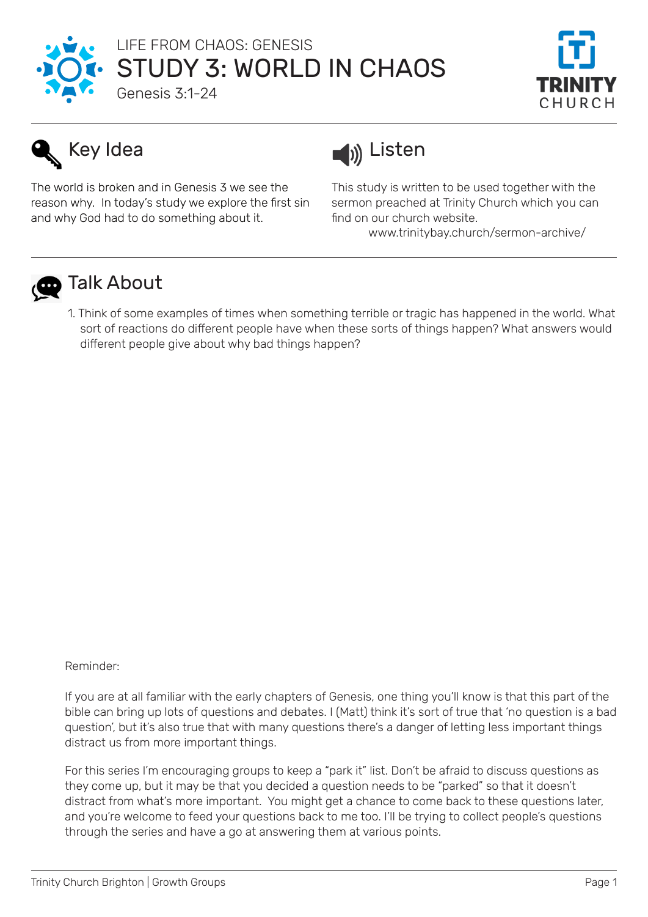LIFE FROM CHAOS: GENESIS

# STUDY 3: WORLD IN CHAOS

Genesis 3:1-24

TRINITY CHURCH

## Key Idea

The world is broken and in Genesis 3 we see the reason why. In today's study we explore the first sin and why God had to do something about it.

## Listen

This study is written to be used together with the sermon preached at Trinity Church which you can find on our church website.

www.trinitybay.church/sermon-archive/

## Talk About

1. Think of some examples of times when something terrible or tragic has happened in the world. What sort of reactions do different people have when these sorts of things happen? What answers would different people give about why bad things happen?

Reminder:

If you are at all familiar with the early chapters of Genesis, one thing you'll know is that this part of the bible can bring up lots of questions and debates. I (Matt) think it's sort of true that 'no question is a bad question', but it's also true that with many questions there's a danger of letting less important things distract us from more important things.

For this series I'm encouraging groups to keep a "park it" list. Don't be afraid to discuss questions as they come up, but it may be that you decided a question needs to be "parked" so that it doesn't distract from what's more important. You might get a chance to come back to these questions later, and you're welcome to feed your questions back to me too. I'll be trying to collect people's questions through the series and have a go at answering them at various points.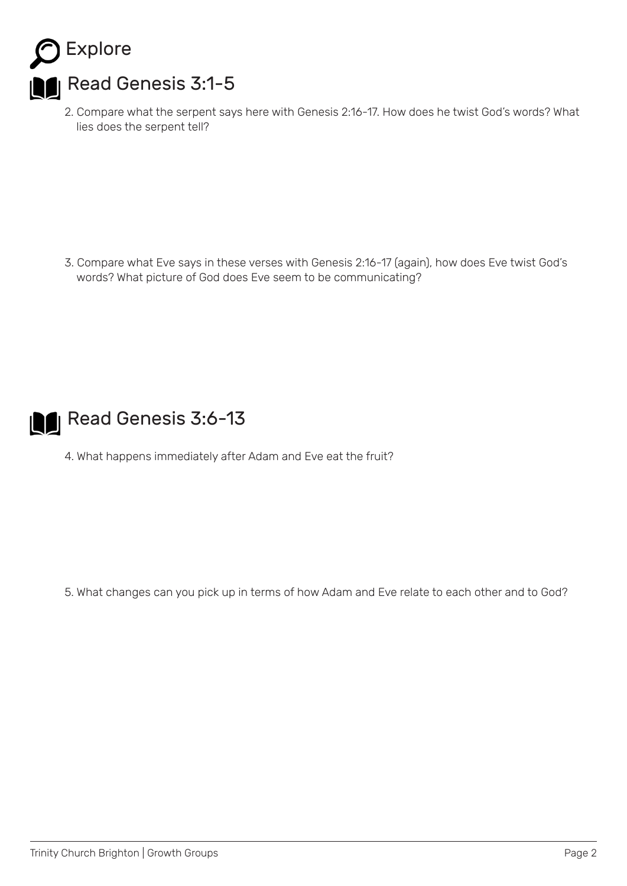# Explore

## Read Genesis 3:1-5

2. Compare what the serpent says here with Genesis 2:16-17. How does he twist God's words? What lies does the serpent tell?

3. Compare what Eve says in these verses with Genesis 2:16-17 (again), how does Eve twist God's words? What picture of God does Eve seem to be communicating?

## Read Genesis 3:6-13

4. What happens immediately after Adam and Eve eat the fruit?

5. What changes can you pick up in terms of how Adam and Eve relate to each other and to God?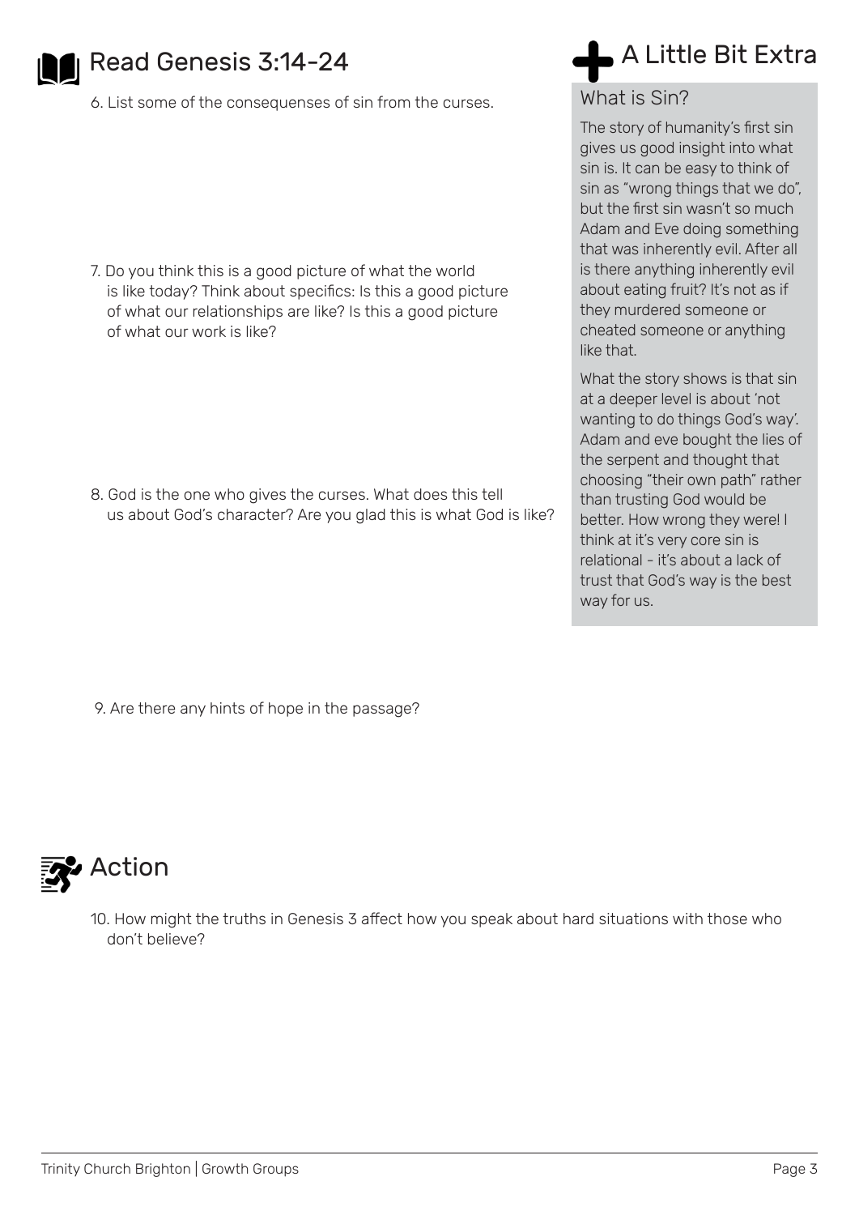## Read Genesis 3:14-24

6. List some of the consequenses of sin from the curses.

7. Do you think this is a good picture of what the world is like today? Think about specifics: Is this a good picture of what our relationships are like? Is this a good picture of what our work is like?

8. God is the one who gives the curses. What does this tell us about God's character? Are you glad this is what God is like?

9. Are there any hints of hope in the passage?

## A Little Bit Extra

### What is Sin?

The story of humanity's first sin gives us good insight into what sin is. It can be easy to think of sin as "wrong things that we do", but the first sin wasn't so much Adam and Eve doing something that was inherently evil. After all is there anything inherently evil about eating fruit? It's not as if they murdered someone or cheated someone or anything like that.

What the story shows is that sin at a deeper level is about 'not wanting to do things God's way'. Adam and eve bought the lies of the serpent and thought that choosing "their own path" rather than trusting God would be better. How wrong they were! I think at it's very core sin is relational - it's about a lack of trust that God's way is the best way for us.

## Action

10. How might the truths in Genesis 3 affect how you speak about hard situations with those who don't believe?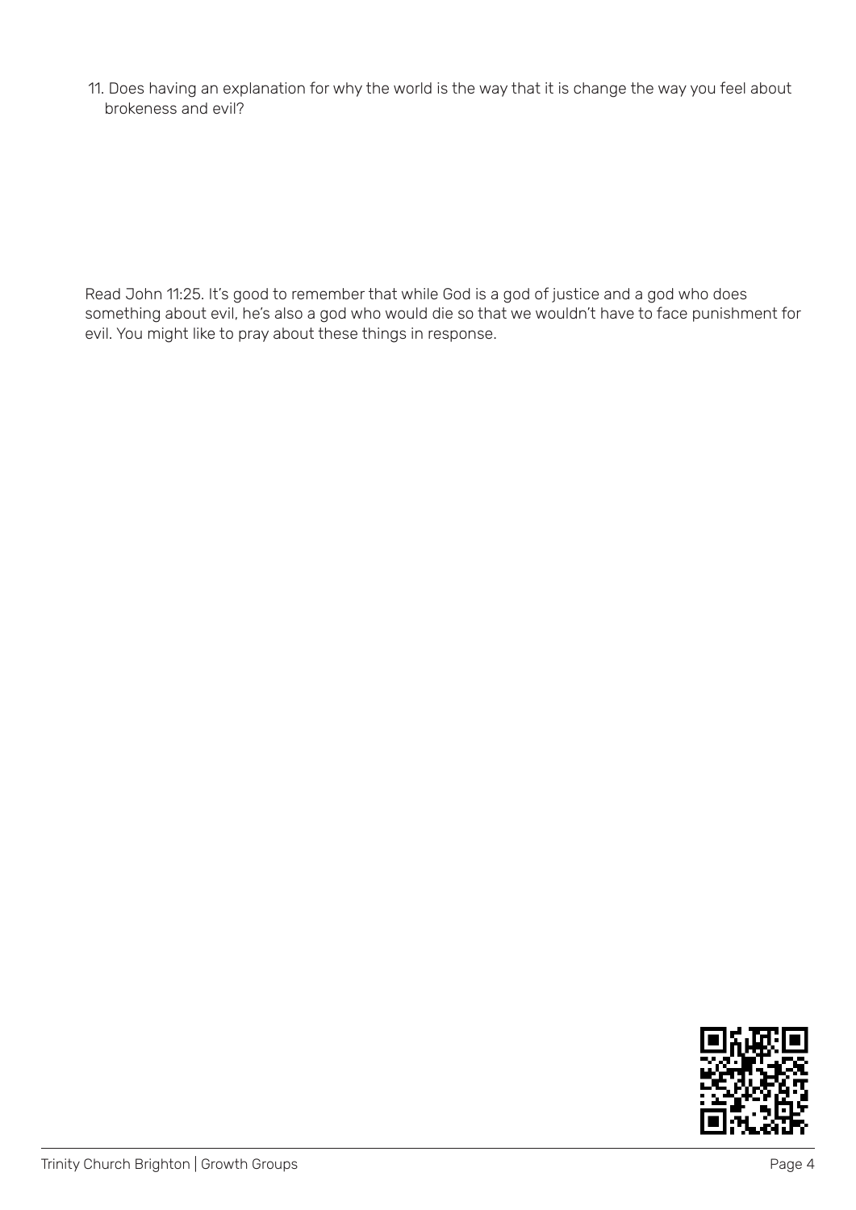11. Does having an explanation for why the world is the way that it is change the way you feel about brokeness and evil?

Read John 11:25. It's good to remember that while God is a god of justice and a god who does something about evil, he's also a god who would die so that we wouldn't have to face punishment for evil. You might like to pray about these things in response.